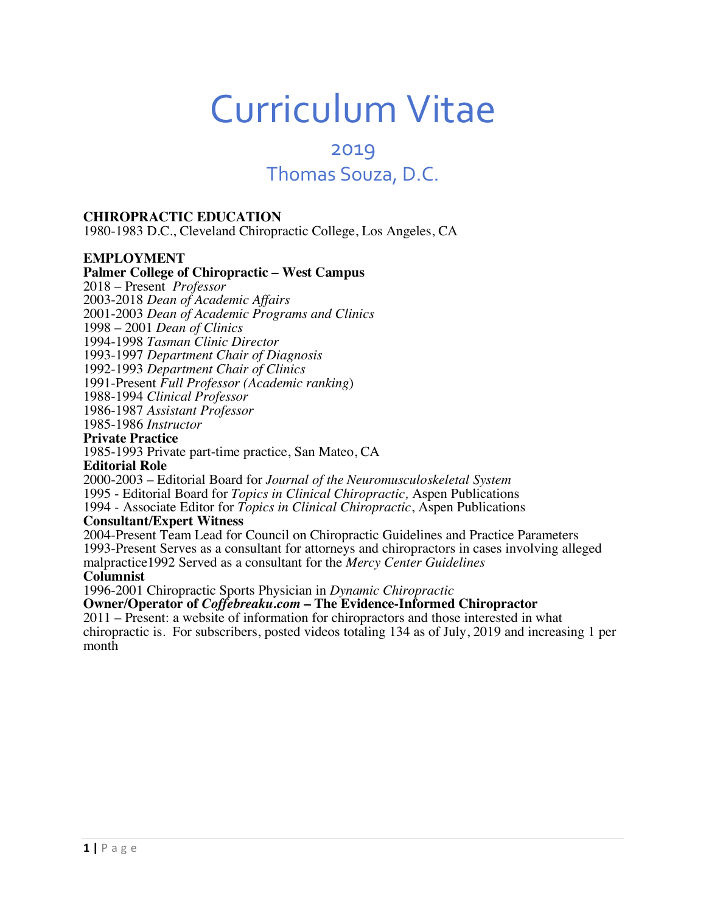# Curriculum Vitae

## 2019

## Thomas Souza, D.C.

**CHIROPRACTIC EDUCATION**
1980-1983 D.C., Cleveland Chiropractic College, Los Angeles, CA

**EMPLOYMENT**

**Palmer College of Chiropractic – West Campus**
2018 – Present *Professor*
2003-2018 *Dean of Academic Affairs*
2001-2003 *Dean of Academic Programs and Clinics*
1998 – 2001 *Dean of Clinics*
1994-1998 *Tasman Clinic Director*
1993-1997 *Department Chair of Diagnosis*
1992-1993 *Department Chair of Clinics*
1991-Present *Full Professor (Academic ranking)*
1988-1994 *Clinical Professor*
1986-1987 *Assistant Professor*
1985-1986 *Instructor*

**Private Practice**
1985-1993 Private part-time practice, San Mateo, CA

**Editorial Role**
2000-2003 – Editorial Board for *Journal of the Neuromusculoskeletal System*
1995 - Editorial Board for *Topics in Clinical Chiropractic,* Aspen Publications
1994 - Associate Editor for *Topics in Clinical Chiropractic*, Aspen Publications

**Consultant/Expert Witness**
2004-Present Team Lead for Council on Chiropractic Guidelines and Practice Parameters
1993-Present Serves as a consultant for attorneys and chiropractors in cases involving alleged malpractice1992 Served as a consultant for the *Mercy Center Guidelines*

**Columnist**
1996-2001 Chiropractic Sports Physician in *Dynamic Chiropractic*

**Owner/Operator of *Coffebreaku.com* – The Evidence-Informed Chiropractor**
2011 – Present: a website of information for chiropractors and those interested in what chiropractic is. For subscribers, posted videos totaling 134 as of July, 2019 and increasing 1 per month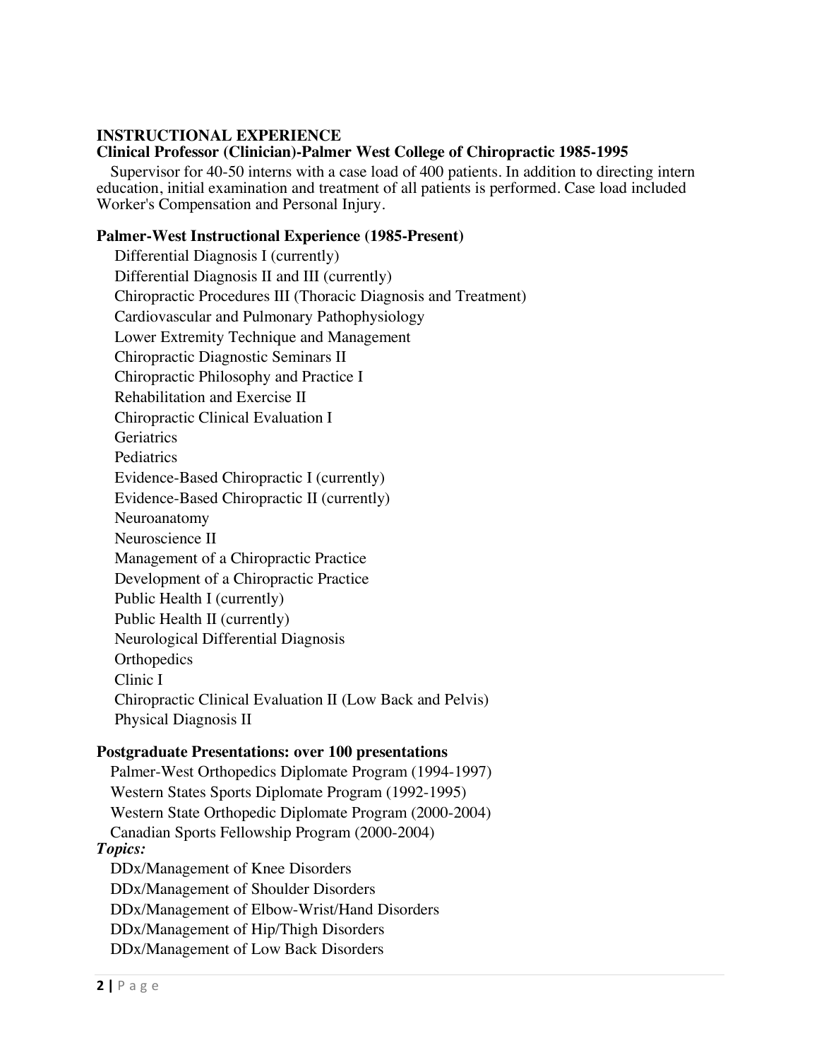## INSTRUCTIONAL EXPERIENCE

### Clinical Professor (Clinician)-Palmer West College of Chiropractic 1985-1995

Supervisor for 40-50 interns with a case load of 400 patients. In addition to directing intern education, initial examination and treatment of all patients is performed. Case load included Worker's Compensation and Personal Injury.

### Palmer-West Instructional Experience (1985-Present)

- Differential Diagnosis I (currently)
- Differential Diagnosis II and III (currently)
- Chiropractic Procedures III (Thoracic Diagnosis and Treatment)
- Cardiovascular and Pulmonary Pathophysiology
- Lower Extremity Technique and Management
- Chiropractic Diagnostic Seminars II
- Chiropractic Philosophy and Practice I
- Rehabilitation and Exercise II
- Chiropractic Clinical Evaluation I
- Geriatrics
- Pediatrics
- Evidence-Based Chiropractic I (currently)
- Evidence-Based Chiropractic II (currently)
- Neuroanatomy
- Neuroscience II
- Management of a Chiropractic Practice
- Development of a Chiropractic Practice
- Public Health I (currently)
- Public Health II (currently)
- Neurological Differential Diagnosis
- Orthopedics
- Clinic I
- Chiropractic Clinical Evaluation II (Low Back and Pelvis)
- Physical Diagnosis II

### Postgraduate Presentations: over 100 presentations

- Palmer-West Orthopedics Diplomate Program (1994-1997)
- Western States Sports Diplomate Program (1992-1995)
- Western State Orthopedic Diplomate Program (2000-2004)
- Canadian Sports Fellowship Program (2000-2004)

***Topics:***

- DDx/Management of Knee Disorders
- DDx/Management of Shoulder Disorders
- DDx/Management of Elbow-Wrist/Hand Disorders
- DDx/Management of Hip/Thigh Disorders
- DDx/Management of Low Back Disorders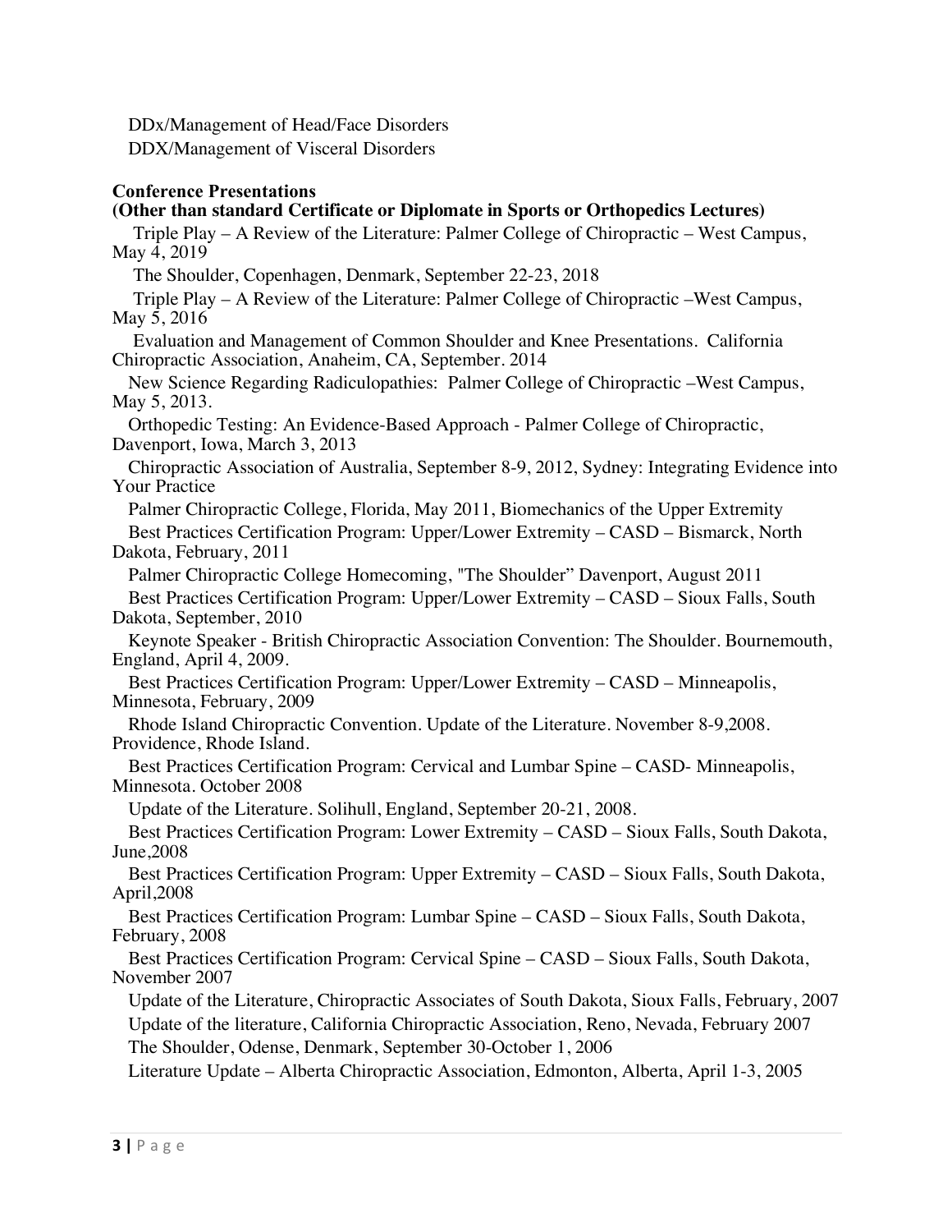DDx/Management of Head/Face Disorders
DDX/Management of Visceral Disorders

**Conference Presentations**
**(Other than standard Certificate or Diplomate in Sports or Orthopedics Lectures)**

Triple Play – A Review of the Literature: Palmer College of Chiropractic – West Campus, May 4, 2019

The Shoulder, Copenhagen, Denmark, September 22-23, 2018

Triple Play – A Review of the Literature: Palmer College of Chiropractic –West Campus, May 5, 2016

Evaluation and Management of Common Shoulder and Knee Presentations. California Chiropractic Association, Anaheim, CA, September. 2014

New Science Regarding Radiculopathies: Palmer College of Chiropractic –West Campus, May 5, 2013.

Orthopedic Testing: An Evidence-Based Approach - Palmer College of Chiropractic, Davenport, Iowa, March 3, 2013

Chiropractic Association of Australia, September 8-9, 2012, Sydney: Integrating Evidence into Your Practice

Palmer Chiropractic College, Florida, May 2011, Biomechanics of the Upper Extremity

Best Practices Certification Program: Upper/Lower Extremity – CASD – Bismarck, North Dakota, February, 2011

Palmer Chiropractic College Homecoming, "The Shoulder" Davenport, August 2011

Best Practices Certification Program: Upper/Lower Extremity – CASD – Sioux Falls, South Dakota, September, 2010

Keynote Speaker - British Chiropractic Association Convention: The Shoulder. Bournemouth, England, April 4, 2009.

Best Practices Certification Program: Upper/Lower Extremity – CASD – Minneapolis, Minnesota, February, 2009

Rhode Island Chiropractic Convention. Update of the Literature. November 8-9,2008. Providence, Rhode Island.

Best Practices Certification Program: Cervical and Lumbar Spine – CASD- Minneapolis, Minnesota. October 2008

Update of the Literature. Solihull, England, September 20-21, 2008.

Best Practices Certification Program: Lower Extremity – CASD – Sioux Falls, South Dakota, June,2008

Best Practices Certification Program: Upper Extremity – CASD – Sioux Falls, South Dakota, April,2008

Best Practices Certification Program: Lumbar Spine – CASD – Sioux Falls, South Dakota, February, 2008

Best Practices Certification Program: Cervical Spine – CASD – Sioux Falls, South Dakota, November 2007

Update of the Literature, Chiropractic Associates of South Dakota, Sioux Falls, February, 2007

Update of the literature, California Chiropractic Association, Reno, Nevada, February 2007

The Shoulder, Odense, Denmark, September 30-October 1, 2006

Literature Update – Alberta Chiropractic Association, Edmonton, Alberta, April 1-3, 2005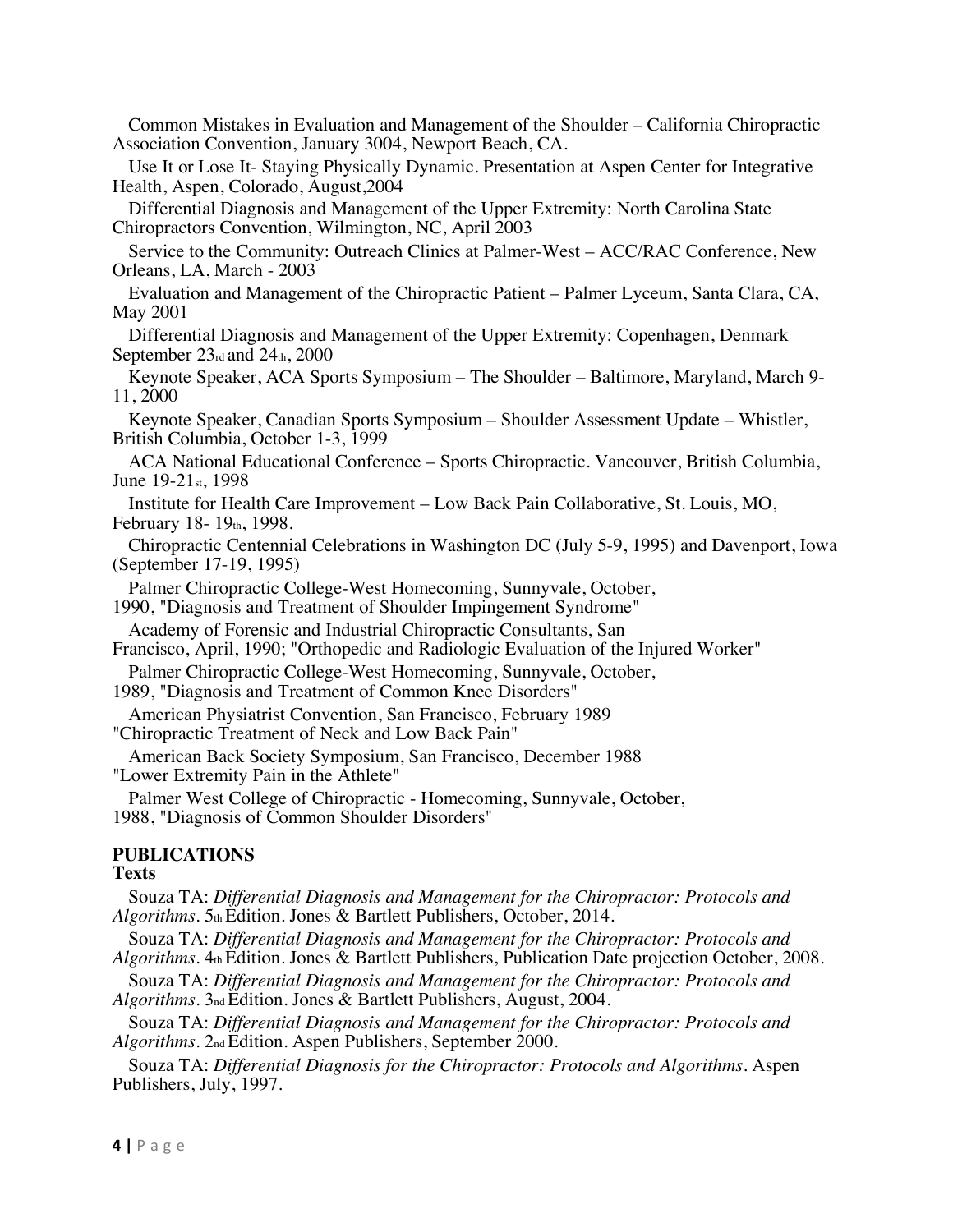Common Mistakes in Evaluation and Management of the Shoulder – California Chiropractic Association Convention, January 3004, Newport Beach, CA.

Use It or Lose It- Staying Physically Dynamic. Presentation at Aspen Center for Integrative Health, Aspen, Colorado, August,2004

Differential Diagnosis and Management of the Upper Extremity: North Carolina State Chiropractors Convention, Wilmington, NC, April 2003

Service to the Community: Outreach Clinics at Palmer-West – ACC/RAC Conference, New Orleans, LA, March - 2003

Evaluation and Management of the Chiropractic Patient – Palmer Lyceum, Santa Clara, CA, May 2001

Differential Diagnosis and Management of the Upper Extremity: Copenhagen, Denmark September 23rd and 24th, 2000

Keynote Speaker, ACA Sports Symposium – The Shoulder – Baltimore, Maryland, March 9-11, 2000

Keynote Speaker, Canadian Sports Symposium – Shoulder Assessment Update – Whistler, British Columbia, October 1-3, 1999

ACA National Educational Conference – Sports Chiropractic. Vancouver, British Columbia, June 19-21st, 1998

Institute for Health Care Improvement – Low Back Pain Collaborative, St. Louis, MO, February 18- 19th, 1998.

Chiropractic Centennial Celebrations in Washington DC (July 5-9, 1995) and Davenport, Iowa (September 17-19, 1995)

Palmer Chiropractic College-West Homecoming, Sunnyvale, October, 1990, "Diagnosis and Treatment of Shoulder Impingement Syndrome"

Academy of Forensic and Industrial Chiropractic Consultants, San Francisco, April, 1990; "Orthopedic and Radiologic Evaluation of the Injured Worker"

Palmer Chiropractic College-West Homecoming, Sunnyvale, October, 1989, "Diagnosis and Treatment of Common Knee Disorders"

American Physiatrist Convention, San Francisco, February 1989 "Chiropractic Treatment of Neck and Low Back Pain"

American Back Society Symposium, San Francisco, December 1988 "Lower Extremity Pain in the Athlete"

Palmer West College of Chiropractic - Homecoming, Sunnyvale, October, 1988, "Diagnosis of Common Shoulder Disorders"

## PUBLICATIONS

### Texts

Souza TA: *Differential Diagnosis and Management for the Chiropractor: Protocols and Algorithms*. 5th Edition. Jones & Bartlett Publishers, October, 2014.

Souza TA: *Differential Diagnosis and Management for the Chiropractor: Protocols and Algorithms*. 4th Edition. Jones & Bartlett Publishers, Publication Date projection October, 2008.

Souza TA: *Differential Diagnosis and Management for the Chiropractor: Protocols and Algorithms*. 3nd Edition. Jones & Bartlett Publishers, August, 2004.

Souza TA: *Differential Diagnosis and Management for the Chiropractor: Protocols and Algorithms*. 2nd Edition. Aspen Publishers, September 2000.

Souza TA: *Differential Diagnosis for the Chiropractor: Protocols and Algorithms*. Aspen Publishers, July, 1997.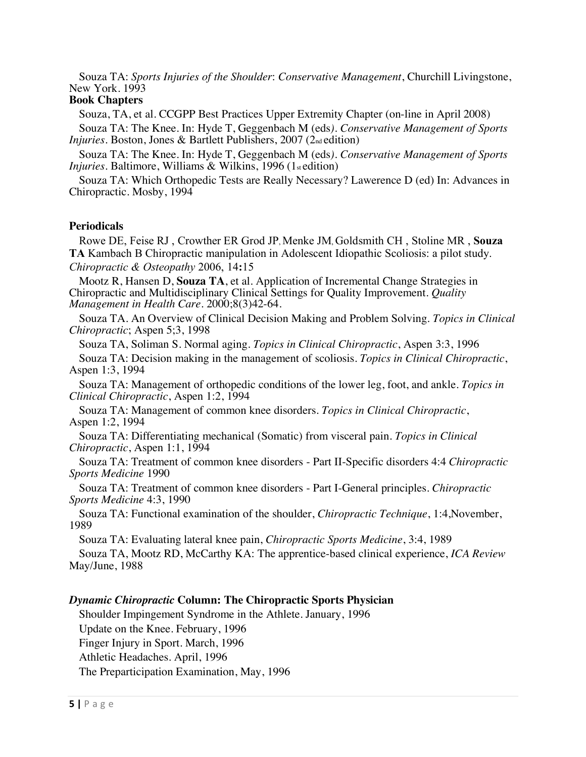Souza TA: *Sports Injuries of the Shoulder*: *Conservative Management*, Churchill Livingstone, New York. 1993

**Book Chapters**

Souza, TA, et al. CCGPP Best Practices Upper Extremity Chapter (on-line in April 2008)

Souza TA: The Knee. In: Hyde T, Geggenbach M (eds*)*. *Conservative Management of Sports Injuries*. Boston, Jones & Bartlett Publishers, 2007 (2nd edition)

Souza TA: The Knee. In: Hyde T, Geggenbach M (eds*)*. *Conservative Management of Sports Injuries*. Baltimore, Williams & Wilkins, 1996 (1st edition)

Souza TA: Which Orthopedic Tests are Really Necessary? Lawerence D (ed) In: Advances in Chiropractic. Mosby, 1994

**Periodicals**

Rowe DE, Feise RJ , Crowther ER Grod JP, Menke JM, Goldsmith CH , Stoline MR , **Souza TA** Kambach B Chiropractic manipulation in Adolescent Idiopathic Scoliosis: a pilot study. *Chiropractic & Osteopathy* 2006, 14**:**15

Mootz R, Hansen D, **Souza TA**, et al. Application of Incremental Change Strategies in Chiropractic and Multidisciplinary Clinical Settings for Quality Improvement. *Quality Management in Health Care*. 2000;8(3)42-64.

Souza TA. An Overview of Clinical Decision Making and Problem Solving. *Topics in Clinical Chiropractic*; Aspen 5;3, 1998

Souza TA, Soliman S. Normal aging. *Topics in Clinical Chiropractic*, Aspen 3:3, 1996

Souza TA: Decision making in the management of scoliosis. *Topics in Clinical Chiropractic*, Aspen 1:3, 1994

Souza TA: Management of orthopedic conditions of the lower leg, foot, and ankle. *Topics in Clinical Chiropractic*, Aspen 1:2, 1994

Souza TA: Management of common knee disorders. *Topics in Clinical Chiropractic*, Aspen 1:2, 1994

Souza TA: Differentiating mechanical (Somatic) from visceral pain. *Topics in Clinical Chiropractic*, Aspen 1:1, 1994

Souza TA: Treatment of common knee disorders - Part II-Specific disorders 4:4 *Chiropractic Sports Medicine* 1990

Souza TA: Treatment of common knee disorders - Part I-General principles. *Chiropractic Sports Medicine* 4:3, 1990

Souza TA: Functional examination of the shoulder, *Chiropractic Technique*, 1:4,November, 1989

Souza TA: Evaluating lateral knee pain, *Chiropractic Sports Medicine*, 3:4, 1989

Souza TA, Mootz RD, McCarthy KA: The apprentice-based clinical experience, *ICA Review* May/June, 1988

***Dynamic Chiropractic* Column: The Chiropractic Sports Physician**

Shoulder Impingement Syndrome in the Athlete. January, 1996

Update on the Knee. February, 1996

Finger Injury in Sport. March, 1996

Athletic Headaches. April, 1996

The Preparticipation Examination, May, 1996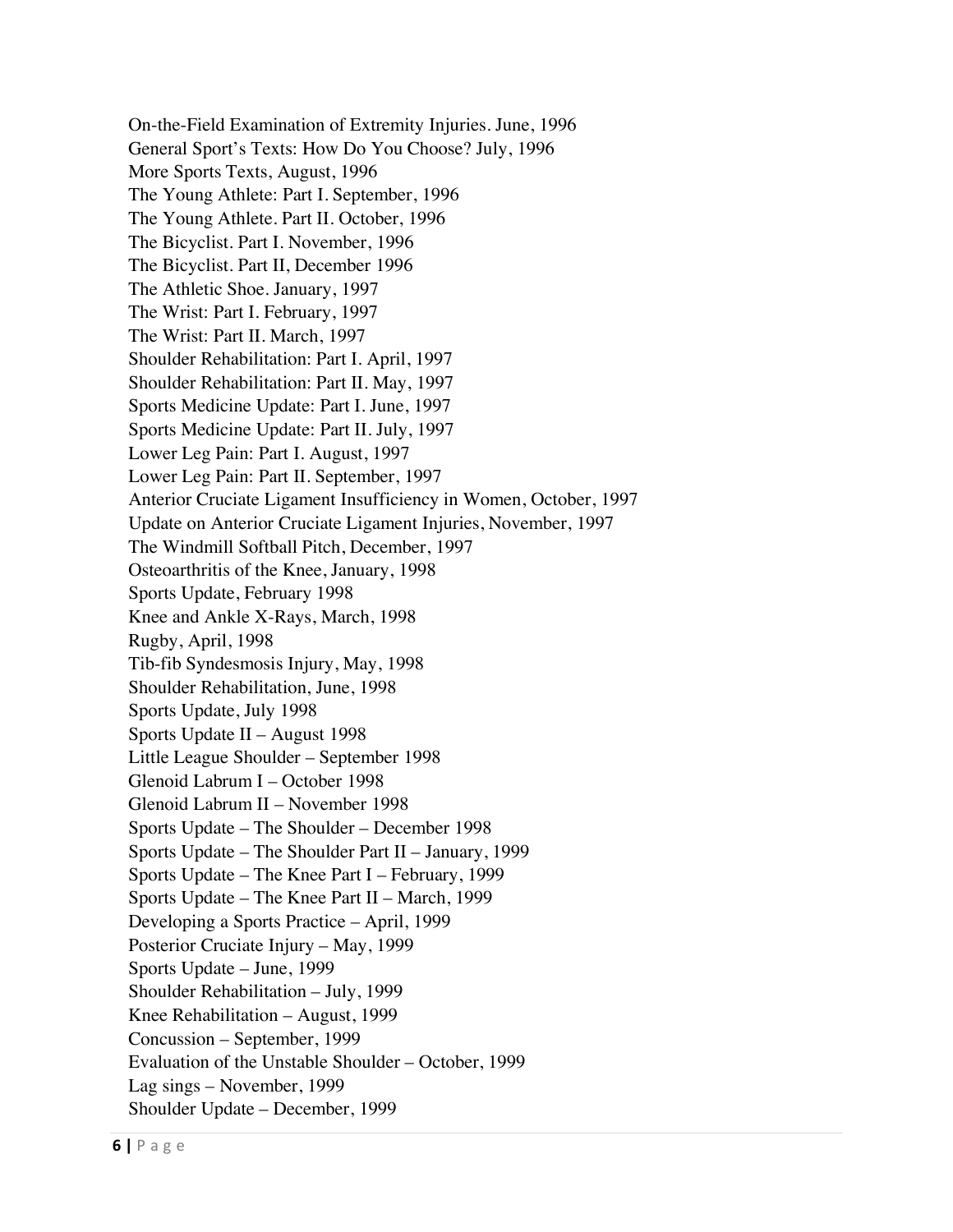On-the-Field Examination of Extremity Injuries. June, 1996
General Sport's Texts: How Do You Choose? July, 1996
More Sports Texts, August, 1996
The Young Athlete: Part I. September, 1996
The Young Athlete. Part II. October, 1996
The Bicyclist. Part I. November, 1996
The Bicyclist. Part II, December 1996
The Athletic Shoe. January, 1997
The Wrist: Part I. February, 1997
The Wrist: Part II. March, 1997
Shoulder Rehabilitation: Part I. April, 1997
Shoulder Rehabilitation: Part II. May, 1997
Sports Medicine Update: Part I. June, 1997
Sports Medicine Update: Part II. July, 1997
Lower Leg Pain: Part I. August, 1997
Lower Leg Pain: Part II. September, 1997
Anterior Cruciate Ligament Insufficiency in Women, October, 1997
Update on Anterior Cruciate Ligament Injuries, November, 1997
The Windmill Softball Pitch, December, 1997
Osteoarthritis of the Knee, January, 1998
Sports Update, February 1998
Knee and Ankle X-Rays, March, 1998
Rugby, April, 1998
Tib-fib Syndesmosis Injury, May, 1998
Shoulder Rehabilitation, June, 1998
Sports Update, July 1998
Sports Update II – August 1998
Little League Shoulder – September 1998
Glenoid Labrum I – October 1998
Glenoid Labrum II – November 1998
Sports Update – The Shoulder – December 1998
Sports Update – The Shoulder Part II – January, 1999
Sports Update – The Knee Part I – February, 1999
Sports Update – The Knee Part II – March, 1999
Developing a Sports Practice – April, 1999
Posterior Cruciate Injury – May, 1999
Sports Update – June, 1999
Shoulder Rehabilitation – July, 1999
Knee Rehabilitation – August, 1999
Concussion – September, 1999
Evaluation of the Unstable Shoulder – October, 1999
Lag sings – November, 1999
Shoulder Update – December, 1999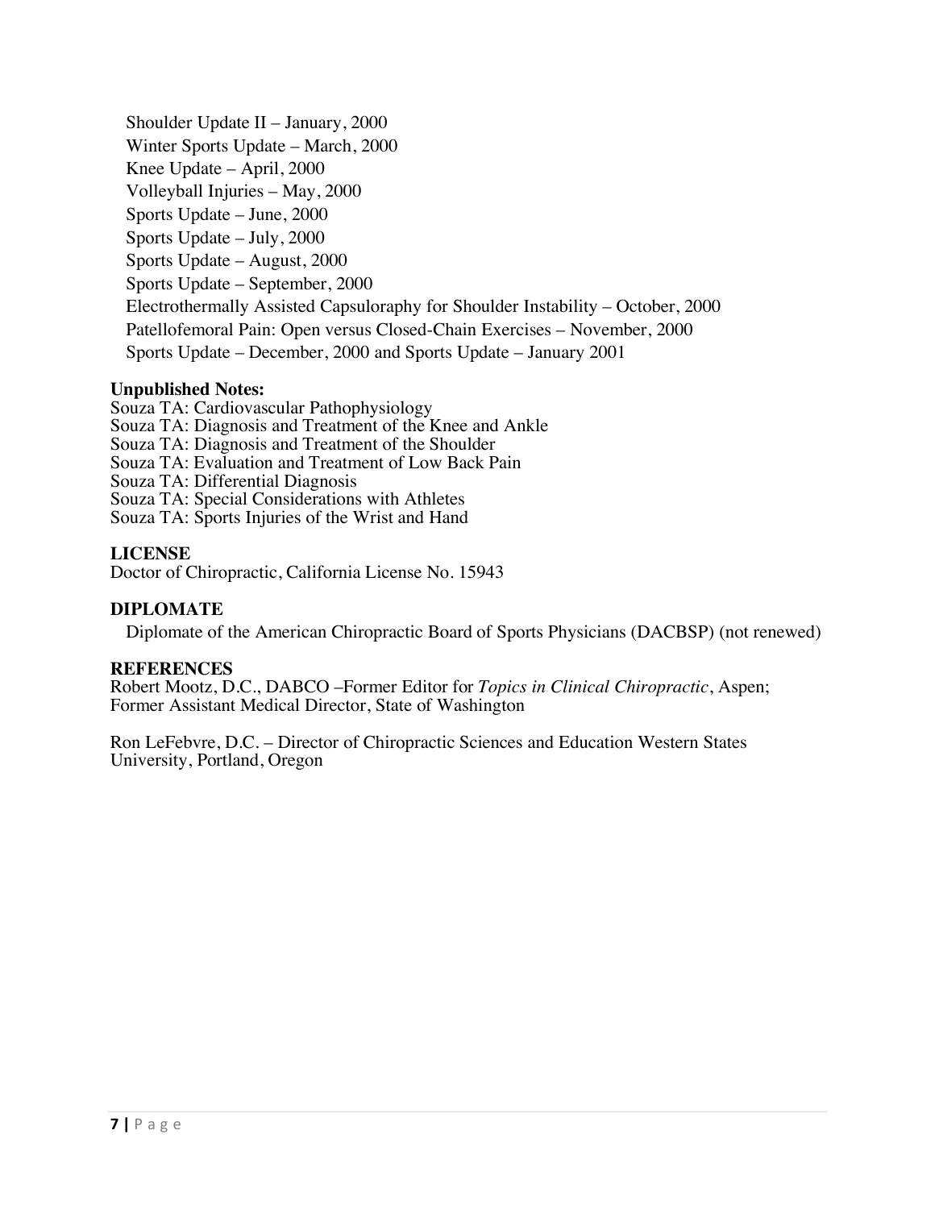Shoulder Update II – January, 2000
Winter Sports Update – March, 2000
Knee Update – April, 2000
Volleyball Injuries – May, 2000
Sports Update – June, 2000
Sports Update – July, 2000
Sports Update – August, 2000
Sports Update – September, 2000
Electrothermally Assisted Capsuloraphy for Shoulder Instability – October, 2000
Patellofemoral Pain: Open versus Closed-Chain Exercises – November, 2000
Sports Update – December, 2000 and Sports Update – January 2001

**Unpublished Notes:**
Souza TA: Cardiovascular Pathophysiology
Souza TA: Diagnosis and Treatment of the Knee and Ankle
Souza TA: Diagnosis and Treatment of the Shoulder
Souza TA: Evaluation and Treatment of Low Back Pain
Souza TA: Differential Diagnosis
Souza TA: Special Considerations with Athletes
Souza TA: Sports Injuries of the Wrist and Hand

## LICENSE

Doctor of Chiropractic, California License No. 15943

## DIPLOMATE

Diplomate of the American Chiropractic Board of Sports Physicians (DACBSP) (not renewed)

## REFERENCES

Robert Mootz, D.C., DABCO –Former Editor for *Topics in Clinical Chiropractic*, Aspen; Former Assistant Medical Director, State of Washington

Ron LeFebvre, D.C. – Director of Chiropractic Sciences and Education Western States University, Portland, Oregon